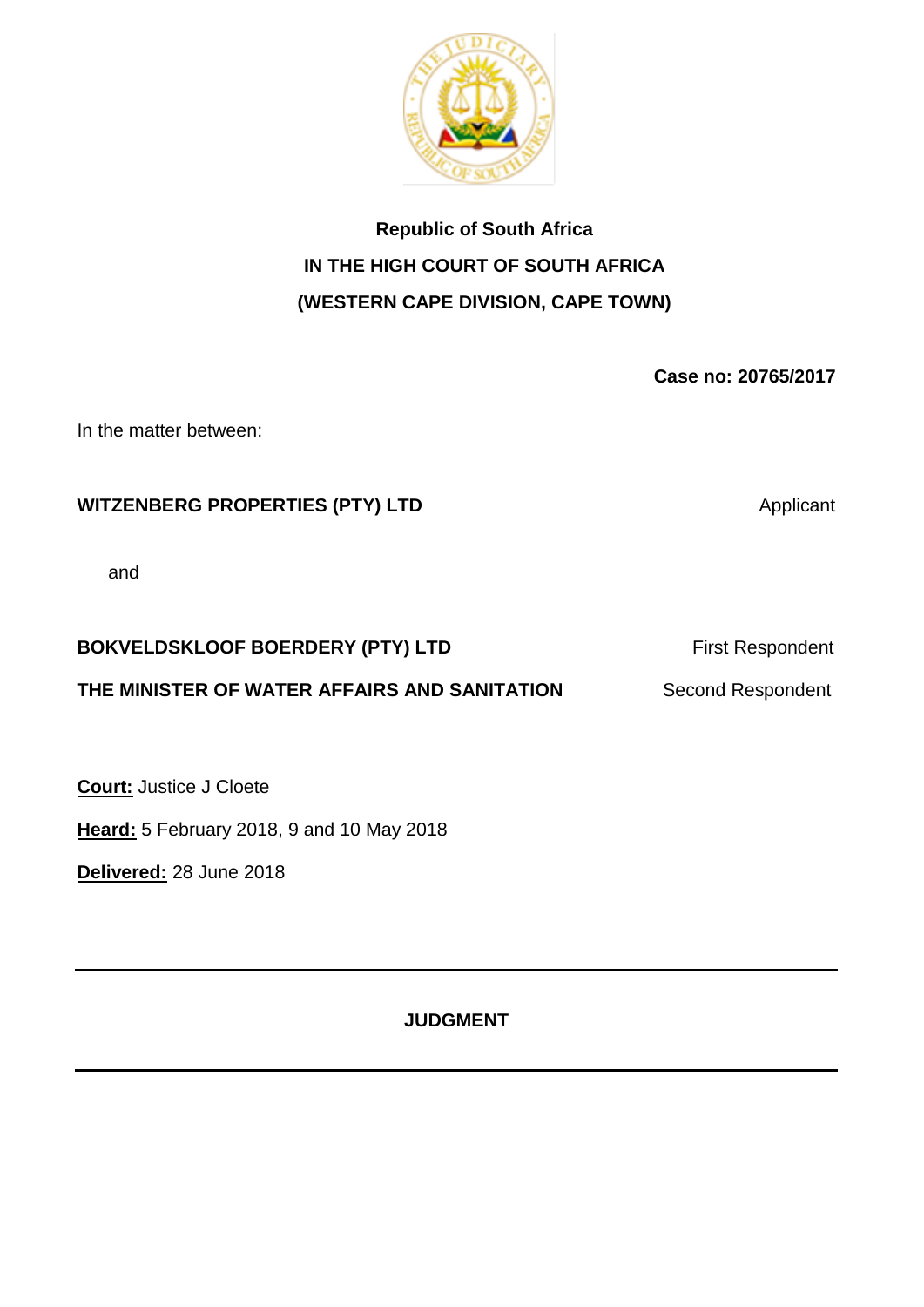**Republic of South Africa**

**IN THE HIGH COURT OF SOUTH AFRICA**

**(WESTERN CAPE DIVISION, CAPE TOWN)**

**Case no: 20765/2017**

In the matter between:

**WITZENBERG PROPERTIES (PTY) LTD** Applicant

and

**BOKVELDSKLOOF BOERDERY (PTY) LTD** First Respondent

**THE MINISTER OF WATER AFFAIRS AND SANITATION** Second Respondent

**Court:** Justice J Cloete

**Heard:** 5 February 2018, 9 and 10 May 2018

**Delivered:** 28 June 2018

---

**JUDGMENT**

---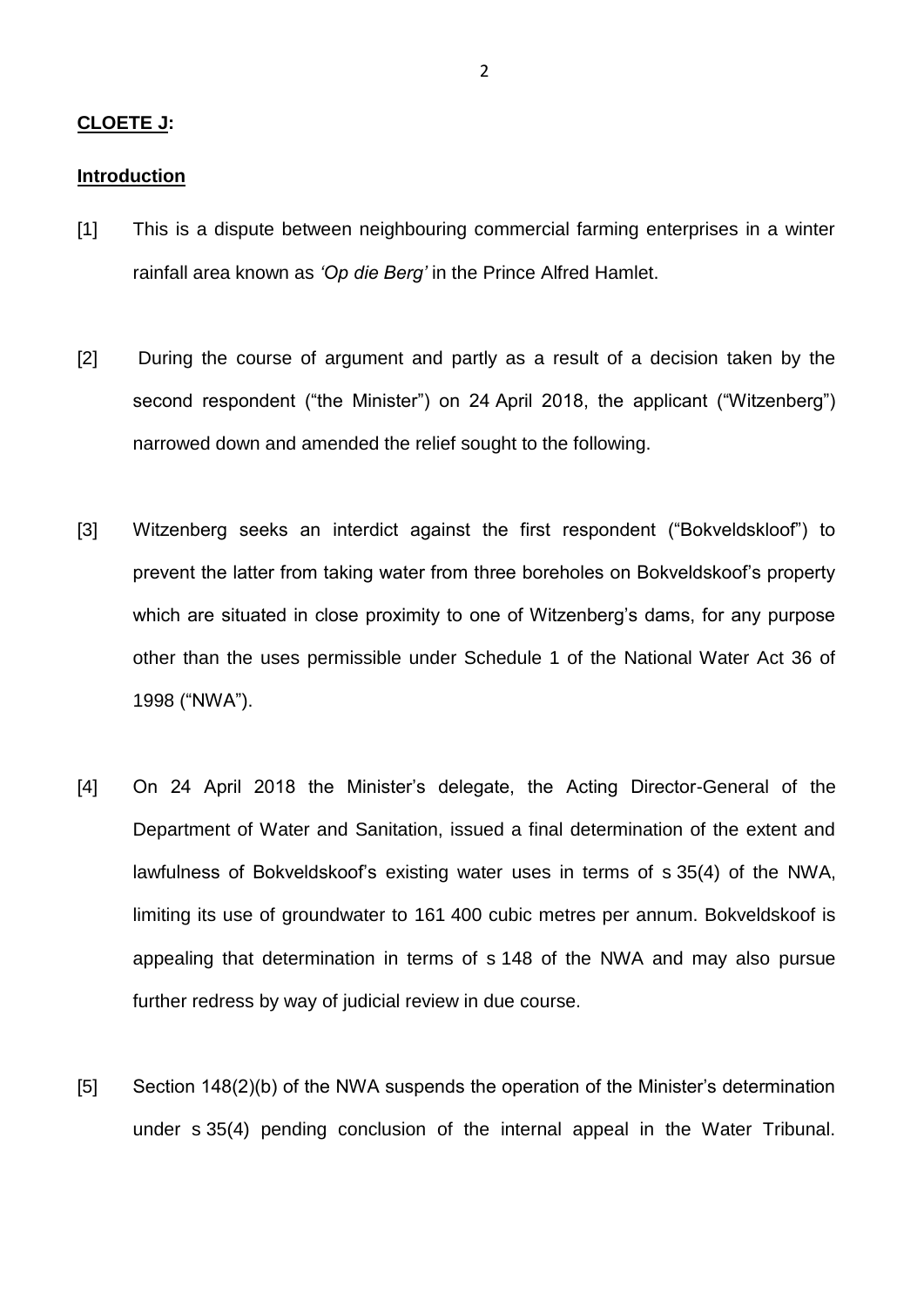**CLOETE J:**

**Introduction**

[1] This is a dispute between neighbouring commercial farming enterprises in a winter rainfall area known as *'Op die Berg'* in the Prince Alfred Hamlet.

[2] During the course of argument and partly as a result of a decision taken by the second respondent ("the Minister") on 24 April 2018, the applicant ("Witzenberg") narrowed down and amended the relief sought to the following.

[3] Witzenberg seeks an interdict against the first respondent ("Bokveldskloof") to prevent the latter from taking water from three boreholes on Bokveldskoof's property which are situated in close proximity to one of Witzenberg's dams, for any purpose other than the uses permissible under Schedule 1 of the National Water Act 36 of 1998 ("NWA").

[4] On 24 April 2018 the Minister's delegate, the Acting Director-General of the Department of Water and Sanitation, issued a final determination of the extent and lawfulness of Bokveldskoof's existing water uses in terms of s 35(4) of the NWA, limiting its use of groundwater to 161 400 cubic metres per annum. Bokveldskoof is appealing that determination in terms of s 148 of the NWA and may also pursue further redress by way of judicial review in due course.

[5] Section 148(2)(b) of the NWA suspends the operation of the Minister's determination under s 35(4) pending conclusion of the internal appeal in the Water Tribunal.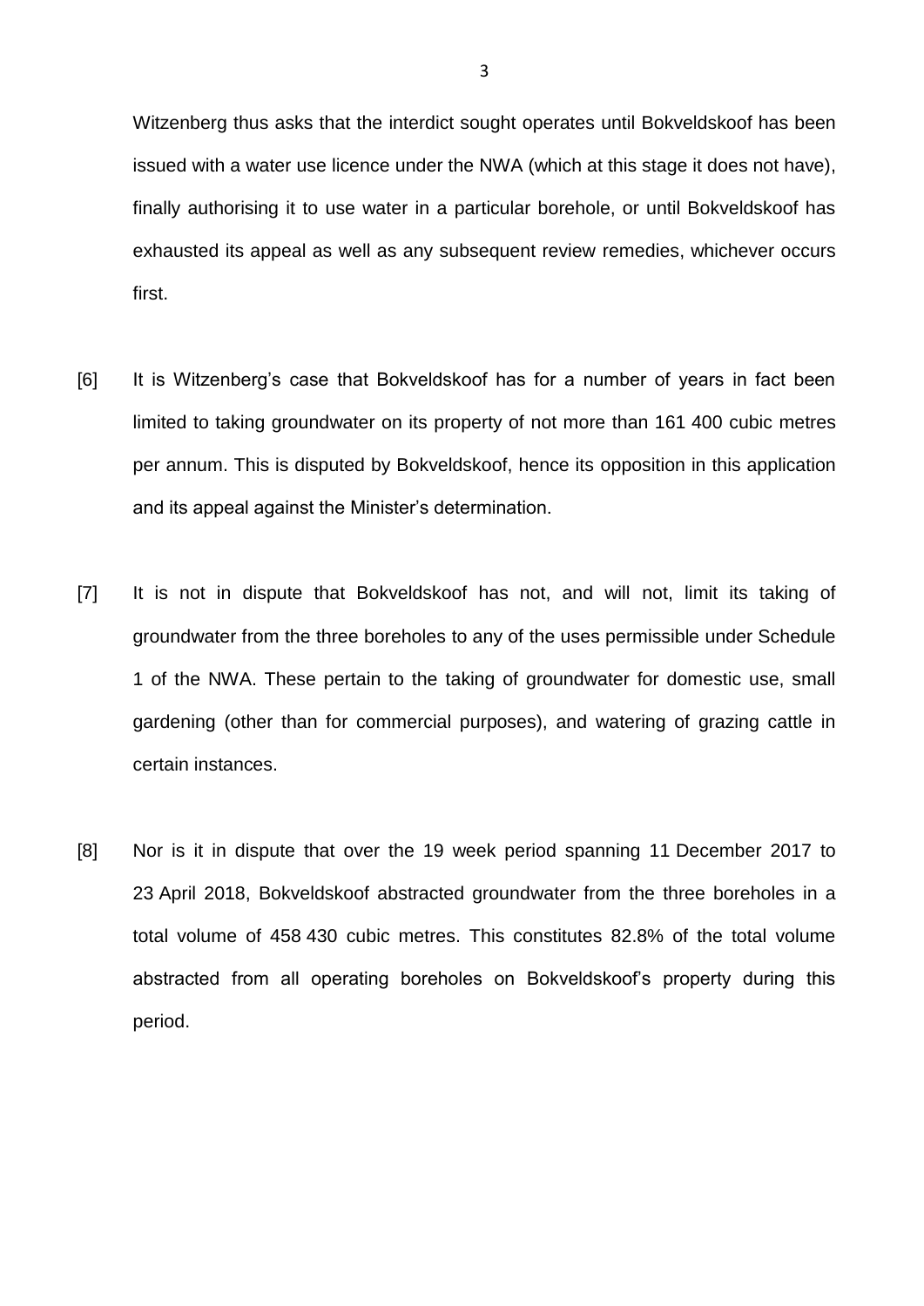Witzenberg thus asks that the interdict sought operates until Bokveldskoof has been issued with a water use licence under the NWA (which at this stage it does not have), finally authorising it to use water in a particular borehole, or until Bokveldskoof has exhausted its appeal as well as any subsequent review remedies, whichever occurs first.

[6] It is Witzenberg's case that Bokveldskoof has for a number of years in fact been limited to taking groundwater on its property of not more than 161 400 cubic metres per annum. This is disputed by Bokveldskoof, hence its opposition in this application and its appeal against the Minister's determination.

[7] It is not in dispute that Bokveldskoof has not, and will not, limit its taking of groundwater from the three boreholes to any of the uses permissible under Schedule 1 of the NWA. These pertain to the taking of groundwater for domestic use, small gardening (other than for commercial purposes), and watering of grazing cattle in certain instances.

[8] Nor is it in dispute that over the 19 week period spanning 11 December 2017 to 23 April 2018, Bokveldskoof abstracted groundwater from the three boreholes in a total volume of 458 430 cubic metres. This constitutes 82.8% of the total volume abstracted from all operating boreholes on Bokveldskoof's property during this period.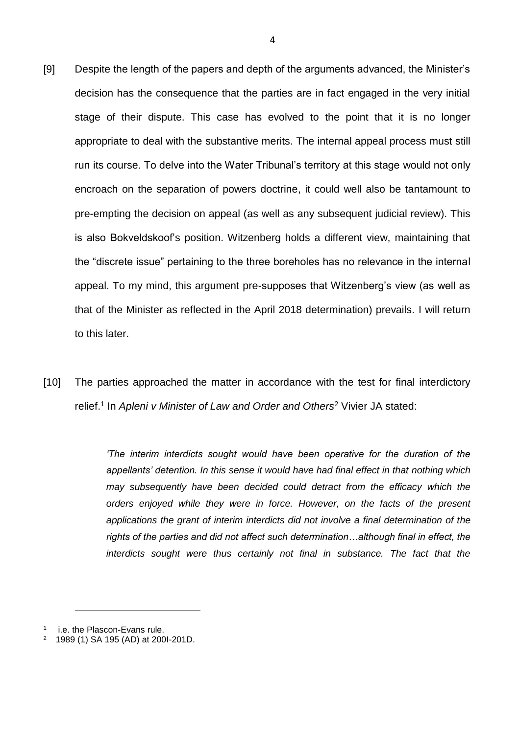[9] Despite the length of the papers and depth of the arguments advanced, the Minister's decision has the consequence that the parties are in fact engaged in the very initial stage of their dispute. This case has evolved to the point that it is no longer appropriate to deal with the substantive merits. The internal appeal process must still run its course. To delve into the Water Tribunal's territory at this stage would not only encroach on the separation of powers doctrine, it could well also be tantamount to pre-empting the decision on appeal (as well as any subsequent judicial review). This is also Bokveldskoof's position. Witzenberg holds a different view, maintaining that the "discrete issue" pertaining to the three boreholes has no relevance in the internal appeal. To my mind, this argument pre-supposes that Witzenberg's view (as well as that of the Minister as reflected in the April 2018 determination) prevails. I will return to this later.

[10] The parties approached the matter in accordance with the test for final interdictory relief.[1] In *Apleni v Minister of Law and Order and Others*[2] Vivier JA stated:

> *'The interim interdicts sought would have been operative for the duration of the appellants' detention. In this sense it would have had final effect in that nothing which may subsequently have been decided could detract from the efficacy which the orders enjoyed while they were in force. However, on the facts of the present applications the grant of interim interdicts did not involve a final determination of the rights of the parties and did not affect such determination…although final in effect, the interdicts sought were thus certainly not final in substance. The fact that the*

---

[1] i.e. the Plascon-Evans rule.

[2] 1989 (1) SA 195 (AD) at 200I-201D.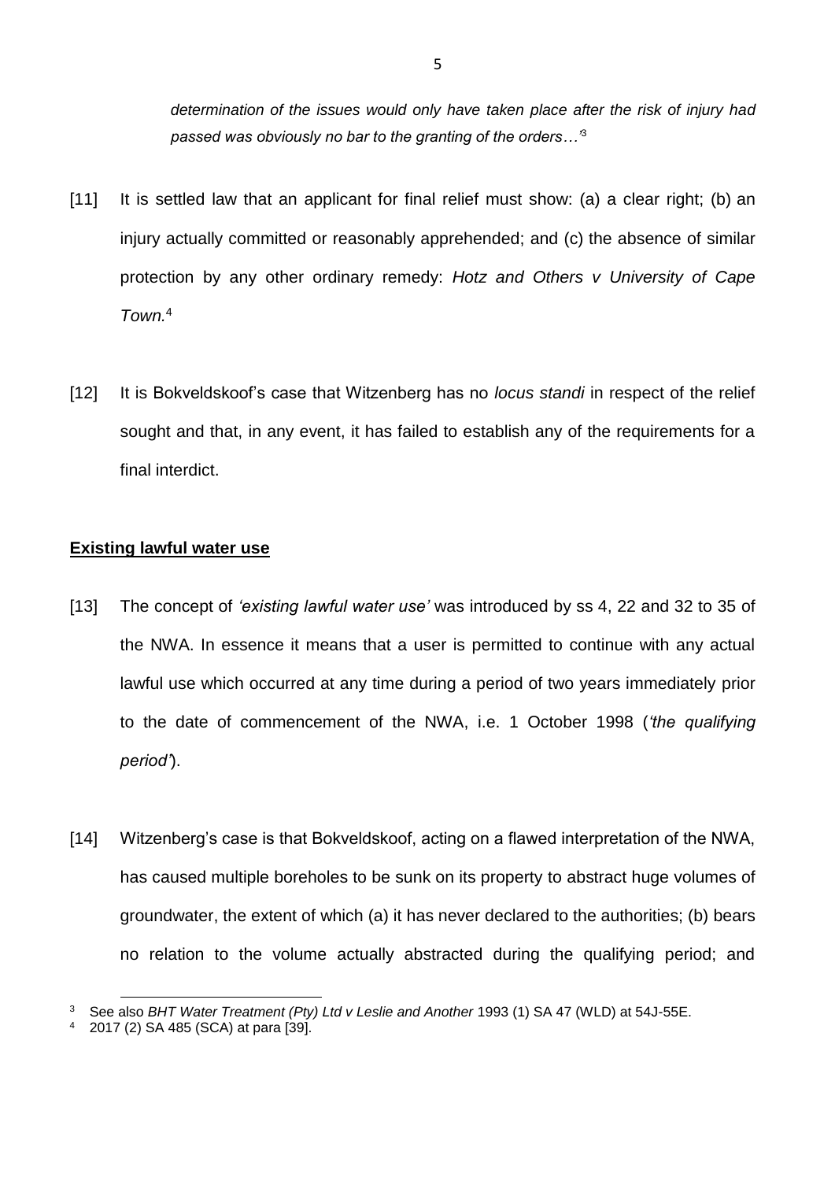*determination of the issues would only have taken place after the risk of injury had passed was obviously no bar to the granting of the orders…'*[3]

[11] It is settled law that an applicant for final relief must show: (a) a clear right; (b) an injury actually committed or reasonably apprehended; and (c) the absence of similar protection by any other ordinary remedy: *Hotz and Others v University of Cape Town.*[4]

[12] It is Bokveldskoof's case that Witzenberg has no *locus standi* in respect of the relief sought and that, in any event, it has failed to establish any of the requirements for a final interdict.

**Existing lawful water use**

[13] The concept of *'existing lawful water use'* was introduced by ss 4, 22 and 32 to 35 of the NWA. In essence it means that a user is permitted to continue with any actual lawful use which occurred at any time during a period of two years immediately prior to the date of commencement of the NWA, i.e. 1 October 1998 (*'the qualifying period'*).

[14] Witzenberg's case is that Bokveldskoof, acting on a flawed interpretation of the NWA, has caused multiple boreholes to be sunk on its property to abstract huge volumes of groundwater, the extent of which (a) it has never declared to the authorities; (b) bears no relation to the volume actually abstracted during the qualifying period; and

---

[3] See also *BHT Water Treatment (Pty) Ltd v Leslie and Another* 1993 (1) SA 47 (WLD) at 54J-55E.

[4] 2017 (2) SA 485 (SCA) at para [39].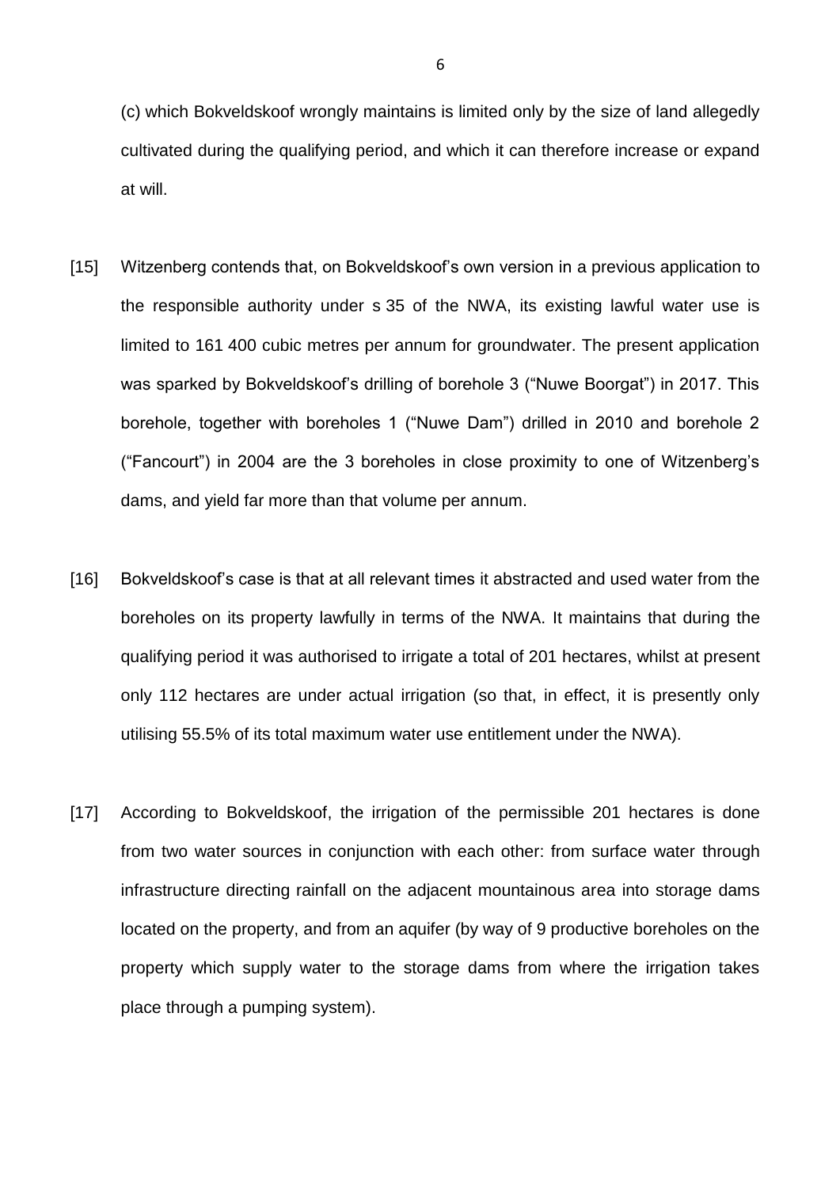(c) which Bokveldskoof wrongly maintains is limited only by the size of land allegedly cultivated during the qualifying period, and which it can therefore increase or expand at will.

[15] Witzenberg contends that, on Bokveldskoof's own version in a previous application to the responsible authority under s 35 of the NWA, its existing lawful water use is limited to 161 400 cubic metres per annum for groundwater. The present application was sparked by Bokveldskoof's drilling of borehole 3 ("Nuwe Boorgat") in 2017. This borehole, together with boreholes 1 ("Nuwe Dam") drilled in 2010 and borehole 2 ("Fancourt") in 2004 are the 3 boreholes in close proximity to one of Witzenberg's dams, and yield far more than that volume per annum.

[16] Bokveldskoof's case is that at all relevant times it abstracted and used water from the boreholes on its property lawfully in terms of the NWA. It maintains that during the qualifying period it was authorised to irrigate a total of 201 hectares, whilst at present only 112 hectares are under actual irrigation (so that, in effect, it is presently only utilising 55.5% of its total maximum water use entitlement under the NWA).

[17] According to Bokveldskoof, the irrigation of the permissible 201 hectares is done from two water sources in conjunction with each other: from surface water through infrastructure directing rainfall on the adjacent mountainous area into storage dams located on the property, and from an aquifer (by way of 9 productive boreholes on the property which supply water to the storage dams from where the irrigation takes place through a pumping system).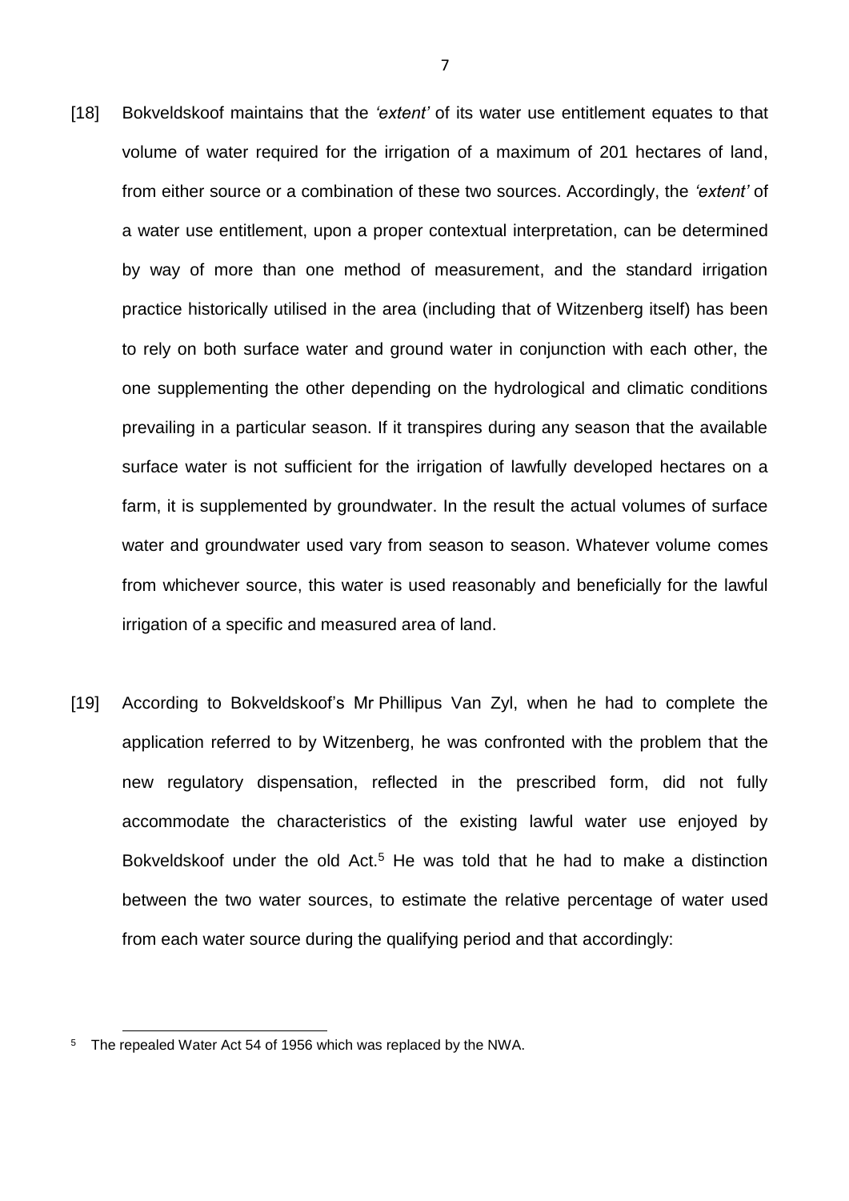[18] Bokveldskoof maintains that the *'extent'* of its water use entitlement equates to that volume of water required for the irrigation of a maximum of 201 hectares of land, from either source or a combination of these two sources. Accordingly, the *'extent'* of a water use entitlement, upon a proper contextual interpretation, can be determined by way of more than one method of measurement, and the standard irrigation practice historically utilised in the area (including that of Witzenberg itself) has been to rely on both surface water and ground water in conjunction with each other, the one supplementing the other depending on the hydrological and climatic conditions prevailing in a particular season. If it transpires during any season that the available surface water is not sufficient for the irrigation of lawfully developed hectares on a farm, it is supplemented by groundwater. In the result the actual volumes of surface water and groundwater used vary from season to season. Whatever volume comes from whichever source, this water is used reasonably and beneficially for the lawful irrigation of a specific and measured area of land.

[19] According to Bokveldskoof's Mr Phillipus Van Zyl, when he had to complete the application referred to by Witzenberg, he was confronted with the problem that the new regulatory dispensation, reflected in the prescribed form, did not fully accommodate the characteristics of the existing lawful water use enjoyed by Bokveldskoof under the old Act.[5] He was told that he had to make a distinction between the two water sources, to estimate the relative percentage of water used from each water source during the qualifying period and that accordingly:

---

[5] The repealed Water Act 54 of 1956 which was replaced by the NWA.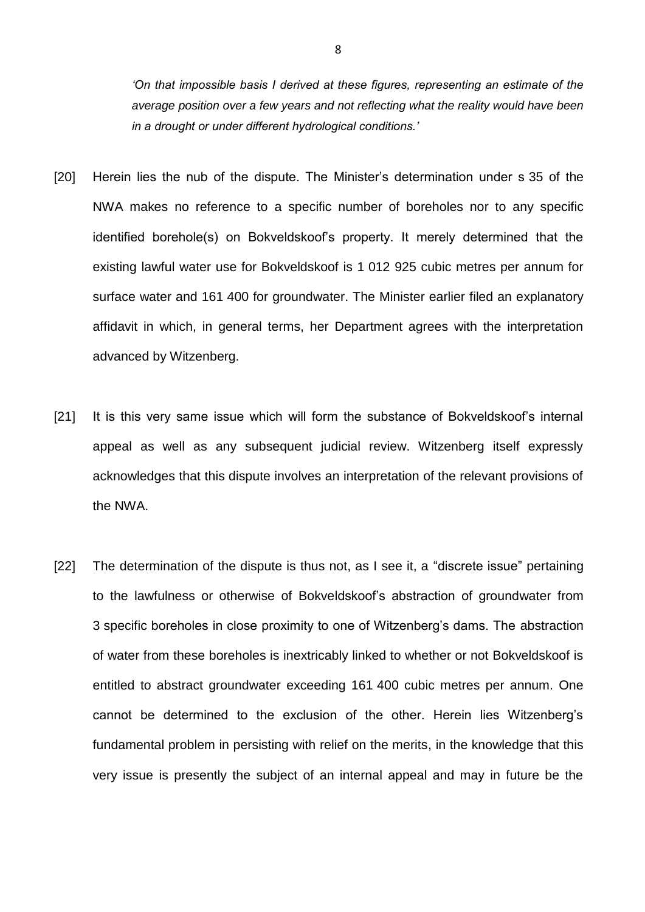*'On that impossible basis I derived at these figures, representing an estimate of the average position over a few years and not reflecting what the reality would have been in a drought or under different hydrological conditions.'*

[20] Herein lies the nub of the dispute. The Minister's determination under s 35 of the NWA makes no reference to a specific number of boreholes nor to any specific identified borehole(s) on Bokveldskoof's property. It merely determined that the existing lawful water use for Bokveldskoof is 1 012 925 cubic metres per annum for surface water and 161 400 for groundwater. The Minister earlier filed an explanatory affidavit in which, in general terms, her Department agrees with the interpretation advanced by Witzenberg.

[21] It is this very same issue which will form the substance of Bokveldskoof's internal appeal as well as any subsequent judicial review. Witzenberg itself expressly acknowledges that this dispute involves an interpretation of the relevant provisions of the NWA.

[22] The determination of the dispute is thus not, as I see it, a "discrete issue" pertaining to the lawfulness or otherwise of Bokveldskoof's abstraction of groundwater from 3 specific boreholes in close proximity to one of Witzenberg's dams. The abstraction of water from these boreholes is inextricably linked to whether or not Bokveldskoof is entitled to abstract groundwater exceeding 161 400 cubic metres per annum. One cannot be determined to the exclusion of the other. Herein lies Witzenberg's fundamental problem in persisting with relief on the merits, in the knowledge that this very issue is presently the subject of an internal appeal and may in future be the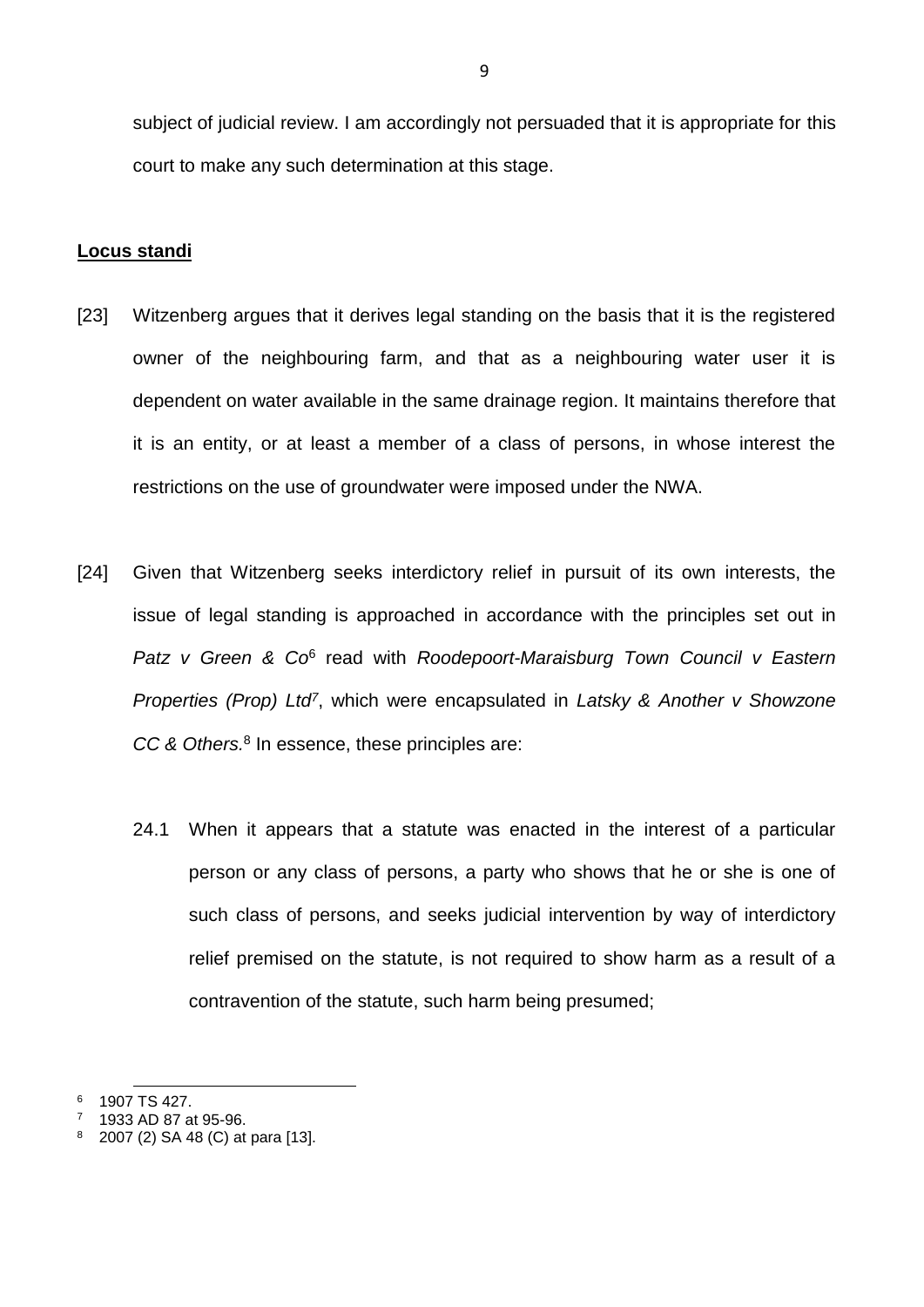subject of judicial review. I am accordingly not persuaded that it is appropriate for this court to make any such determination at this stage.

**Locus standi**

[23] Witzenberg argues that it derives legal standing on the basis that it is the registered owner of the neighbouring farm, and that as a neighbouring water user it is dependent on water available in the same drainage region. It maintains therefore that it is an entity, or at least a member of a class of persons, in whose interest the restrictions on the use of groundwater were imposed under the NWA.

[24] Given that Witzenberg seeks interdictory relief in pursuit of its own interests, the issue of legal standing is approached in accordance with the principles set out in *Patz v Green & Co*[6] read with *Roodepoort-Maraisburg Town Council v Eastern Properties (Prop) Ltd*[7], which were encapsulated in *Latsky & Another v Showzone CC & Others.*[8] In essence, these principles are:

24.1 When it appears that a statute was enacted in the interest of a particular person or any class of persons, a party who shows that he or she is one of such class of persons, and seeks judicial intervention by way of interdictory relief premised on the statute, is not required to show harm as a result of a contravention of the statute, such harm being presumed;

[6] 1907 TS 427.

[7] 1933 AD 87 at 95-96.

[8] 2007 (2) SA 48 (C) at para [13].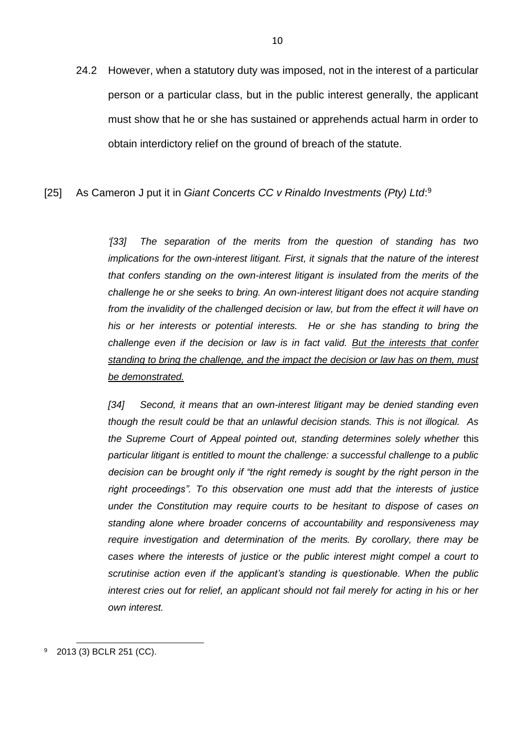24.2 However, when a statutory duty was imposed, not in the interest of a particular person or a particular class, but in the public interest generally, the applicant must show that he or she has sustained or apprehends actual harm in order to obtain interdictory relief on the ground of breach of the statute.

[25] As Cameron J put it in *Giant Concerts CC v Rinaldo Investments (Pty) Ltd*:[9]

> *'[33] The separation of the merits from the question of standing has two implications for the own-interest litigant. First, it signals that the nature of the interest that confers standing on the own-interest litigant is insulated from the merits of the challenge he or she seeks to bring. An own-interest litigant does not acquire standing from the invalidity of the challenged decision or law, but from the effect it will have on his or her interests or potential interests. He or she has standing to bring the challenge even if the decision or law is in fact valid. <u>But the interests that confer standing to bring the challenge, and the impact the decision or law has on them, must be demonstrated.</u>*
>
> *[34] Second, it means that an own-interest litigant may be denied standing even though the result could be that an unlawful decision stands. This is not illogical. As the Supreme Court of Appeal pointed out, standing determines solely whether* this *particular litigant is entitled to mount the challenge: a successful challenge to a public decision can be brought only if "the right remedy is sought by the right person in the right proceedings". To this observation one must add that the interests of justice under the Constitution may require courts to be hesitant to dispose of cases on standing alone where broader concerns of accountability and responsiveness may require investigation and determination of the merits. By corollary, there may be cases where the interests of justice or the public interest might compel a court to scrutinise action even if the applicant's standing is questionable. When the public interest cries out for relief, an applicant should not fail merely for acting in his or her own interest.*

[9] 2013 (3) BCLR 251 (CC).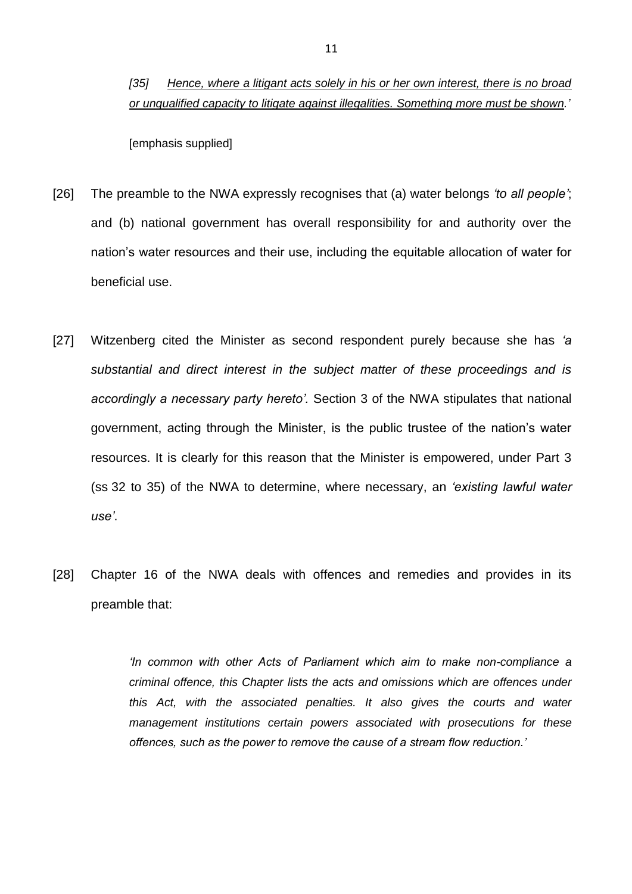*[35] Hence, where a litigant acts solely in his or her own interest, there is no broad or unqualified capacity to litigate against illegalities. Something more must be shown.'*

[emphasis supplied]

[26] The preamble to the NWA expressly recognises that (a) water belongs *'to all people'*; and (b) national government has overall responsibility for and authority over the nation's water resources and their use, including the equitable allocation of water for beneficial use.

[27] Witzenberg cited the Minister as second respondent purely because she has *'a substantial and direct interest in the subject matter of these proceedings and is accordingly a necessary party hereto'*. Section 3 of the NWA stipulates that national government, acting through the Minister, is the public trustee of the nation's water resources. It is clearly for this reason that the Minister is empowered, under Part 3 (ss 32 to 35) of the NWA to determine, where necessary, an *'existing lawful water use'*.

[28] Chapter 16 of the NWA deals with offences and remedies and provides in its preamble that:

> *'In common with other Acts of Parliament which aim to make non-compliance a criminal offence, this Chapter lists the acts and omissions which are offences under this Act, with the associated penalties. It also gives the courts and water management institutions certain powers associated with prosecutions for these offences, such as the power to remove the cause of a stream flow reduction.'*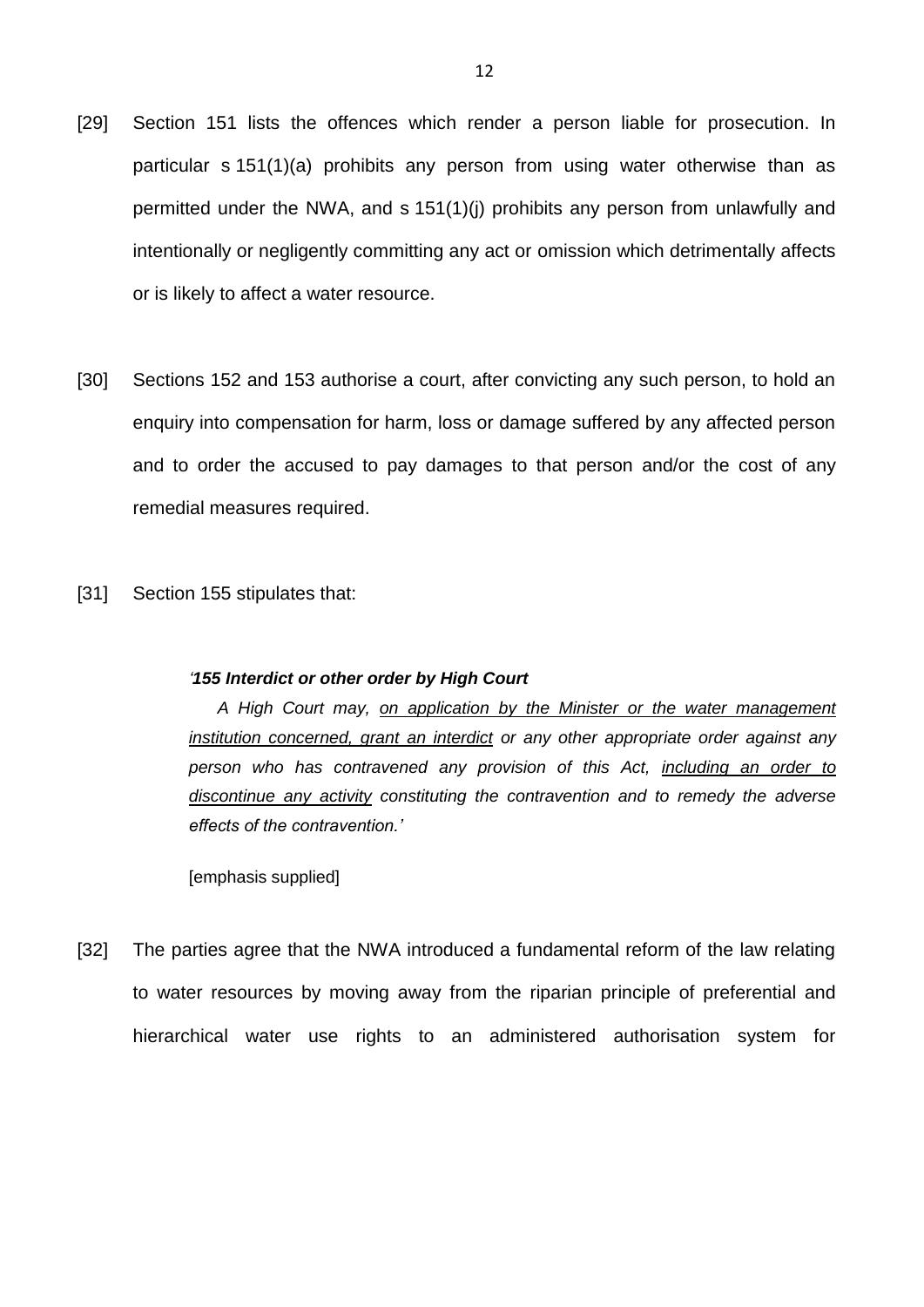[29] Section 151 lists the offences which render a person liable for prosecution. In particular s 151(1)(a) prohibits any person from using water otherwise than as permitted under the NWA, and s 151(1)(j) prohibits any person from unlawfully and intentionally or negligently committing any act or omission which detrimentally affects or is likely to affect a water resource.

[30] Sections 152 and 153 authorise a court, after convicting any such person, to hold an enquiry into compensation for harm, loss or damage suffered by any affected person and to order the accused to pay damages to that person and/or the cost of any remedial measures required.

[31] Section 155 stipulates that:

> *'**155 Interdict or other order by High Court***
>
> *A High Court may, <u>on application by the Minister or the water management institution concerned, grant an interdict</u> or any other appropriate order against any person who has contravened any provision of this Act, <u>including an order to discontinue any activity</u> constituting the contravention and to remedy the adverse effects of the contravention.'*
>
> [emphasis supplied]

[32] The parties agree that the NWA introduced a fundamental reform of the law relating to water resources by moving away from the riparian principle of preferential and hierarchical water use rights to an administered authorisation system for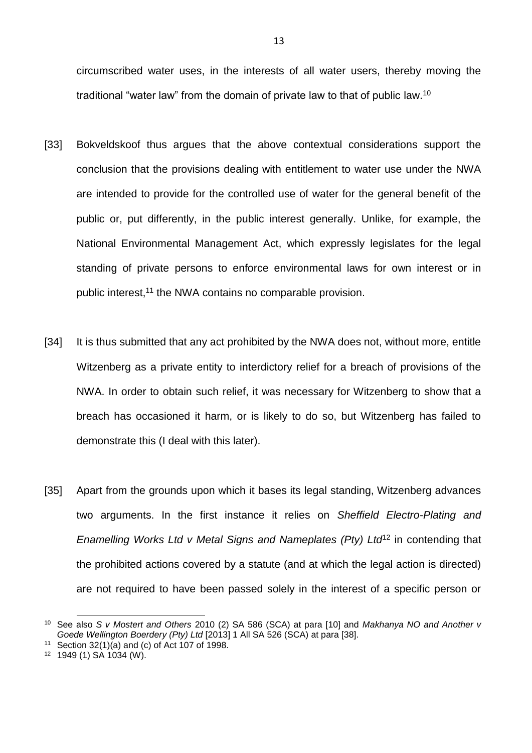circumscribed water uses, in the interests of all water users, thereby moving the traditional "water law" from the domain of private law to that of public law.[10]

[33] Bokveldskoof thus argues that the above contextual considerations support the conclusion that the provisions dealing with entitlement to water use under the NWA are intended to provide for the controlled use of water for the general benefit of the public or, put differently, in the public interest generally. Unlike, for example, the National Environmental Management Act, which expressly legislates for the legal standing of private persons to enforce environmental laws for own interest or in public interest,[11] the NWA contains no comparable provision.

[34] It is thus submitted that any act prohibited by the NWA does not, without more, entitle Witzenberg as a private entity to interdictory relief for a breach of provisions of the NWA. In order to obtain such relief, it was necessary for Witzenberg to show that a breach has occasioned it harm, or is likely to do so, but Witzenberg has failed to demonstrate this (I deal with this later).

[35] Apart from the grounds upon which it bases its legal standing, Witzenberg advances two arguments. In the first instance it relies on *Sheffield Electro-Plating and Enamelling Works Ltd v Metal Signs and Nameplates (Pty) Ltd*[12] in contending that the prohibited actions covered by a statute (and at which the legal action is directed) are not required to have been passed solely in the interest of a specific person or

---

[10] See also *S v Mostert and Others* 2010 (2) SA 586 (SCA) at para [10] and *Makhanya NO and Another v Goede Wellington Boerdery (Pty) Ltd* [2013] 1 All SA 526 (SCA) at para [38].

[11] Section 32(1)(a) and (c) of Act 107 of 1998.

[12] 1949 (1) SA 1034 (W).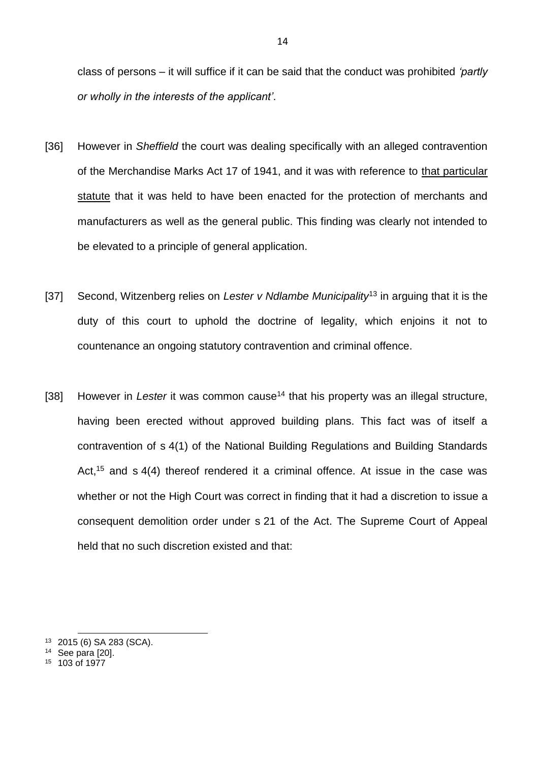class of persons – it will suffice if it can be said that the conduct was prohibited *'partly or wholly in the interests of the applicant'*.

[36] However in *Sheffield* the court was dealing specifically with an alleged contravention of the Merchandise Marks Act 17 of 1941, and it was with reference to <u>that particular statute</u> that it was held to have been enacted for the protection of merchants and manufacturers as well as the general public. This finding was clearly not intended to be elevated to a principle of general application.

[37] Second, Witzenberg relies on *Lester v Ndlambe Municipality*[13] in arguing that it is the duty of this court to uphold the doctrine of legality, which enjoins it not to countenance an ongoing statutory contravention and criminal offence.

[38] However in *Lester* it was common cause[14] that his property was an illegal structure, having been erected without approved building plans. This fact was of itself a contravention of s 4(1) of the National Building Regulations and Building Standards Act,[15] and s 4(4) thereof rendered it a criminal offence. At issue in the case was whether or not the High Court was correct in finding that it had a discretion to issue a consequent demolition order under s 21 of the Act. The Supreme Court of Appeal held that no such discretion existed and that:

---

[13] 2015 (6) SA 283 (SCA).

[14] See para [20].

[15] 103 of 1977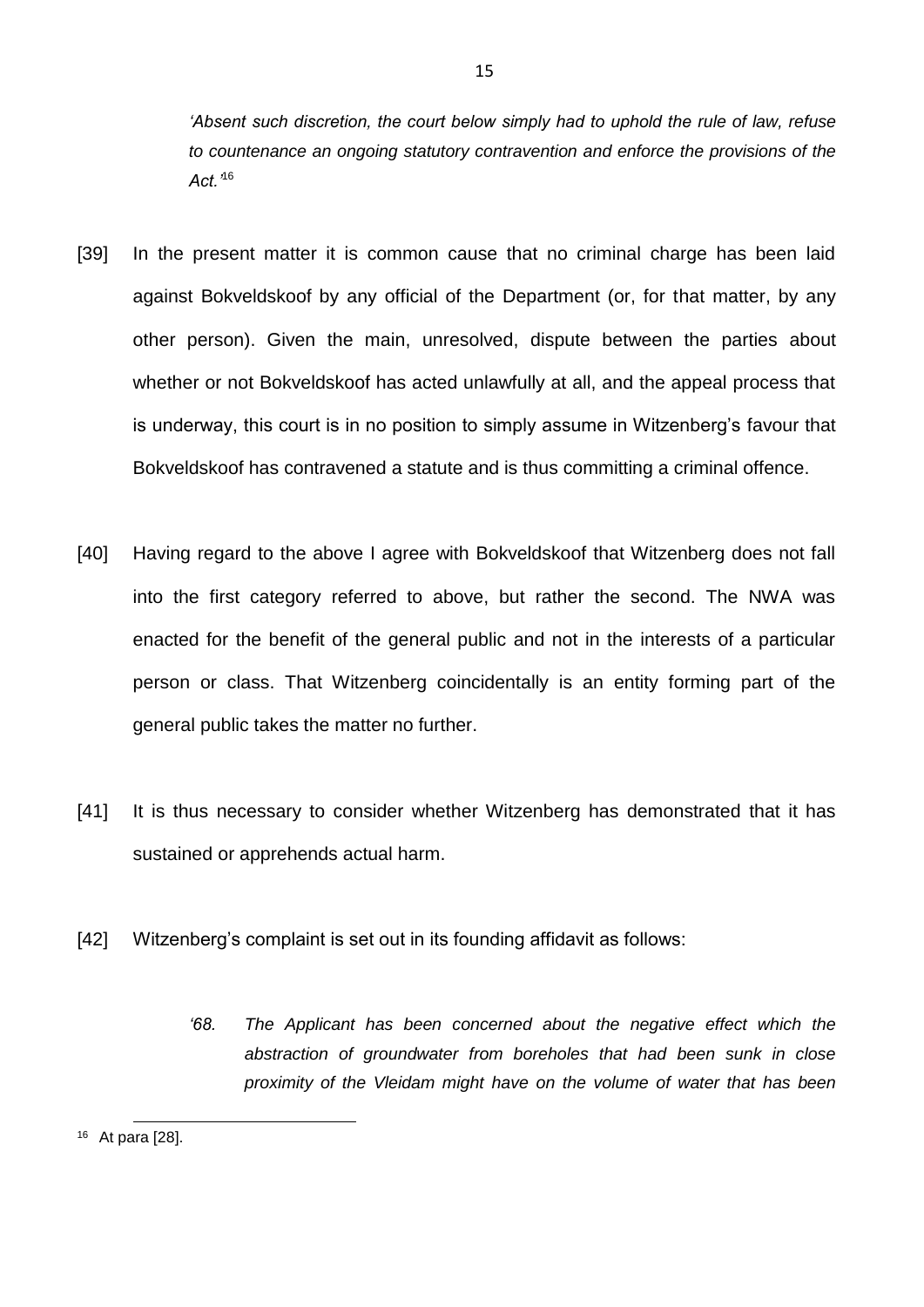*'Absent such discretion, the court below simply had to uphold the rule of law, refuse to countenance an ongoing statutory contravention and enforce the provisions of the Act.'*[16]

[39] In the present matter it is common cause that no criminal charge has been laid against Bokveldskoof by any official of the Department (or, for that matter, by any other person). Given the main, unresolved, dispute between the parties about whether or not Bokveldskoof has acted unlawfully at all, and the appeal process that is underway, this court is in no position to simply assume in Witzenberg's favour that Bokveldskoof has contravened a statute and is thus committing a criminal offence.

[40] Having regard to the above I agree with Bokveldskoof that Witzenberg does not fall into the first category referred to above, but rather the second. The NWA was enacted for the benefit of the general public and not in the interests of a particular person or class. That Witzenberg coincidentally is an entity forming part of the general public takes the matter no further.

[41] It is thus necessary to consider whether Witzenberg has demonstrated that it has sustained or apprehends actual harm.

[42] Witzenberg's complaint is set out in its founding affidavit as follows:

> *'68. The Applicant has been concerned about the negative effect which the abstraction of groundwater from boreholes that had been sunk in close proximity of the Vleidam might have on the volume of water that has been*

---

[16] At para [28].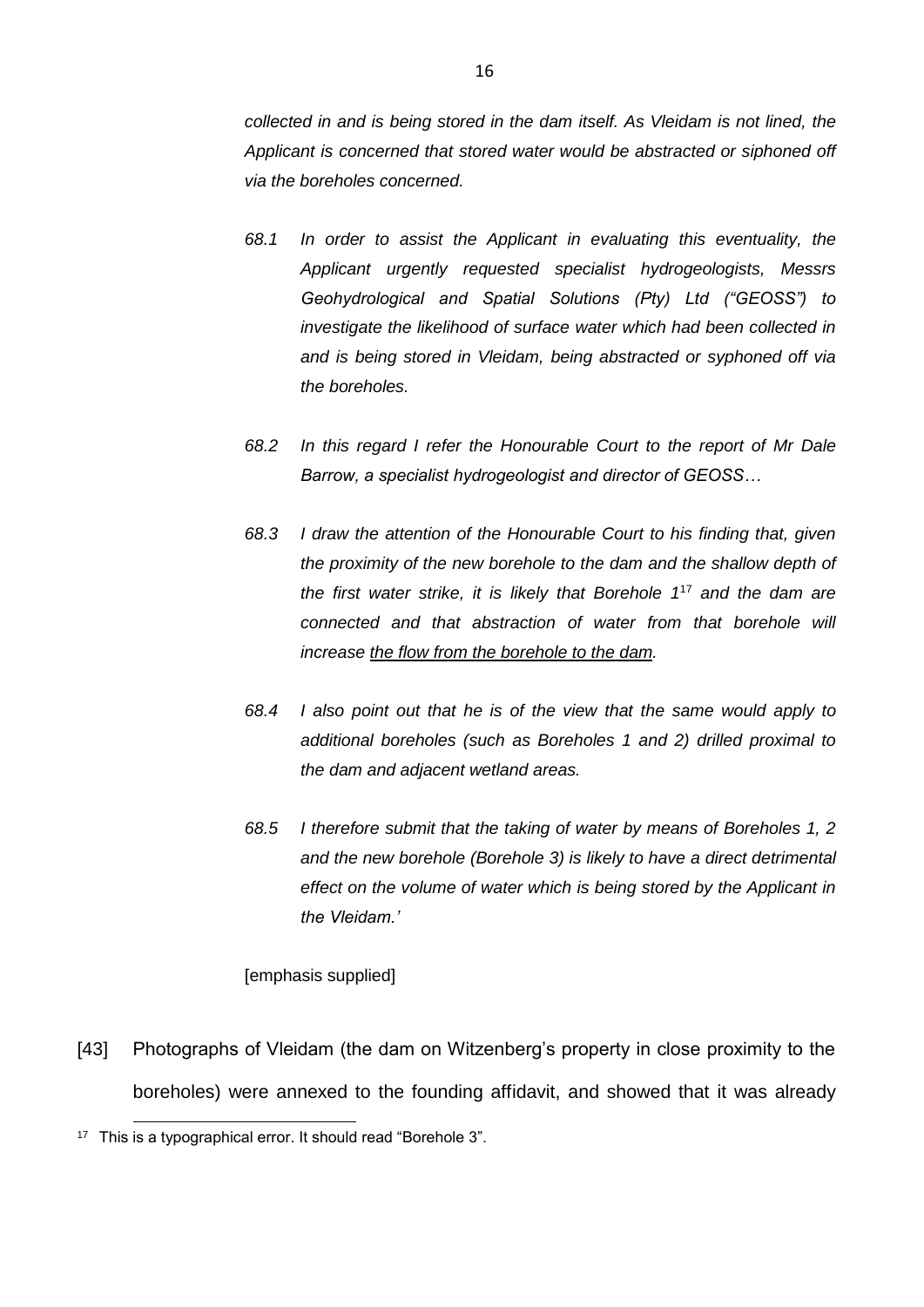*collected in and is being stored in the dam itself. As Vleidam is not lined, the Applicant is concerned that stored water would be abstracted or siphoned off via the boreholes concerned.*

> *68.1 In order to assist the Applicant in evaluating this eventuality, the Applicant urgently requested specialist hydrogeologists, Messrs Geohydrological and Spatial Solutions (Pty) Ltd ("GEOSS") to investigate the likelihood of surface water which had been collected in and is being stored in Vleidam, being abstracted or syphoned off via the boreholes.*
>
> *68.2 In this regard I refer the Honourable Court to the report of Mr Dale Barrow, a specialist hydrogeologist and director of GEOSS…*
>
> *68.3 I draw the attention of the Honourable Court to his finding that, given the proximity of the new borehole to the dam and the shallow depth of the first water strike, it is likely that Borehole 1*[17] *and the dam are connected and that abstraction of water from that borehole will increase <u>the flow from the borehole to the dam</u>.*
>
> *68.4 I also point out that he is of the view that the same would apply to additional boreholes (such as Boreholes 1 and 2) drilled proximal to the dam and adjacent wetland areas.*
>
> *68.5 I therefore submit that the taking of water by means of Boreholes 1, 2 and the new borehole (Borehole 3) is likely to have a direct detrimental effect on the volume of water which is being stored by the Applicant in the Vleidam.'*

[emphasis supplied]

[43] Photographs of Vleidam (the dam on Witzenberg's property in close proximity to the boreholes) were annexed to the founding affidavit, and showed that it was already

---

[17] This is a typographical error. It should read "Borehole 3".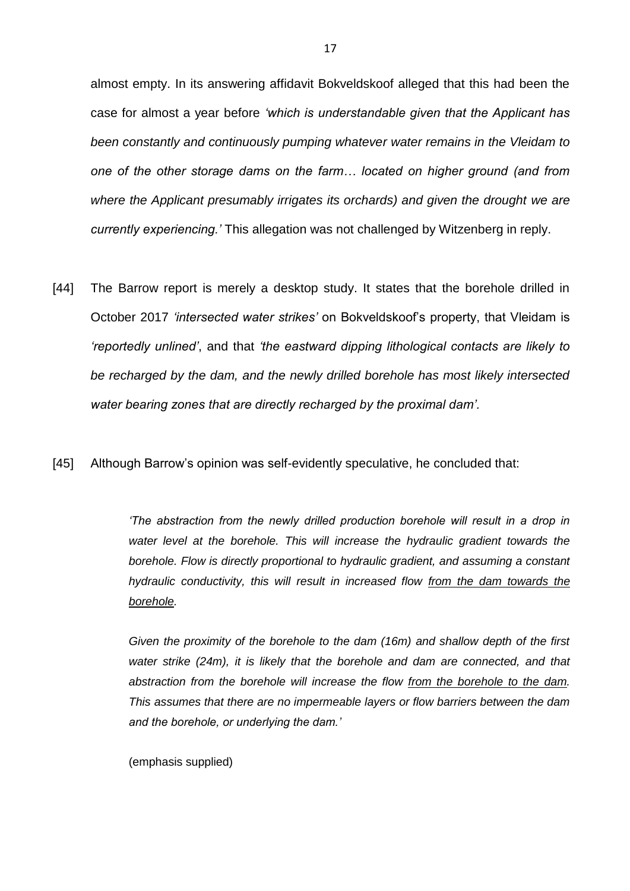almost empty. In its answering affidavit Bokveldskoof alleged that this had been the case for almost a year before *'which is understandable given that the Applicant has been constantly and continuously pumping whatever water remains in the Vleidam to one of the other storage dams on the farm… located on higher ground (and from where the Applicant presumably irrigates its orchards) and given the drought we are currently experiencing.'* This allegation was not challenged by Witzenberg in reply.

[44] The Barrow report is merely a desktop study. It states that the borehole drilled in October 2017 *'intersected water strikes'* on Bokveldskoof's property, that Vleidam is *'reportedly unlined'*, and that *'the eastward dipping lithological contacts are likely to be recharged by the dam, and the newly drilled borehole has most likely intersected water bearing zones that are directly recharged by the proximal dam'*.

[45] Although Barrow's opinion was self-evidently speculative, he concluded that:

> *'The abstraction from the newly drilled production borehole will result in a drop in water level at the borehole. This will increase the hydraulic gradient towards the borehole. Flow is directly proportional to hydraulic gradient, and assuming a constant hydraulic conductivity, this will result in increased flow <u>from the dam towards the borehole</u>.*
>
> *Given the proximity of the borehole to the dam (16m) and shallow depth of the first water strike (24m), it is likely that the borehole and dam are connected, and that abstraction from the borehole will increase the flow <u>from the borehole to the dam</u>. This assumes that there are no impermeable layers or flow barriers between the dam and the borehole, or underlying the dam.'*
>
> (emphasis supplied)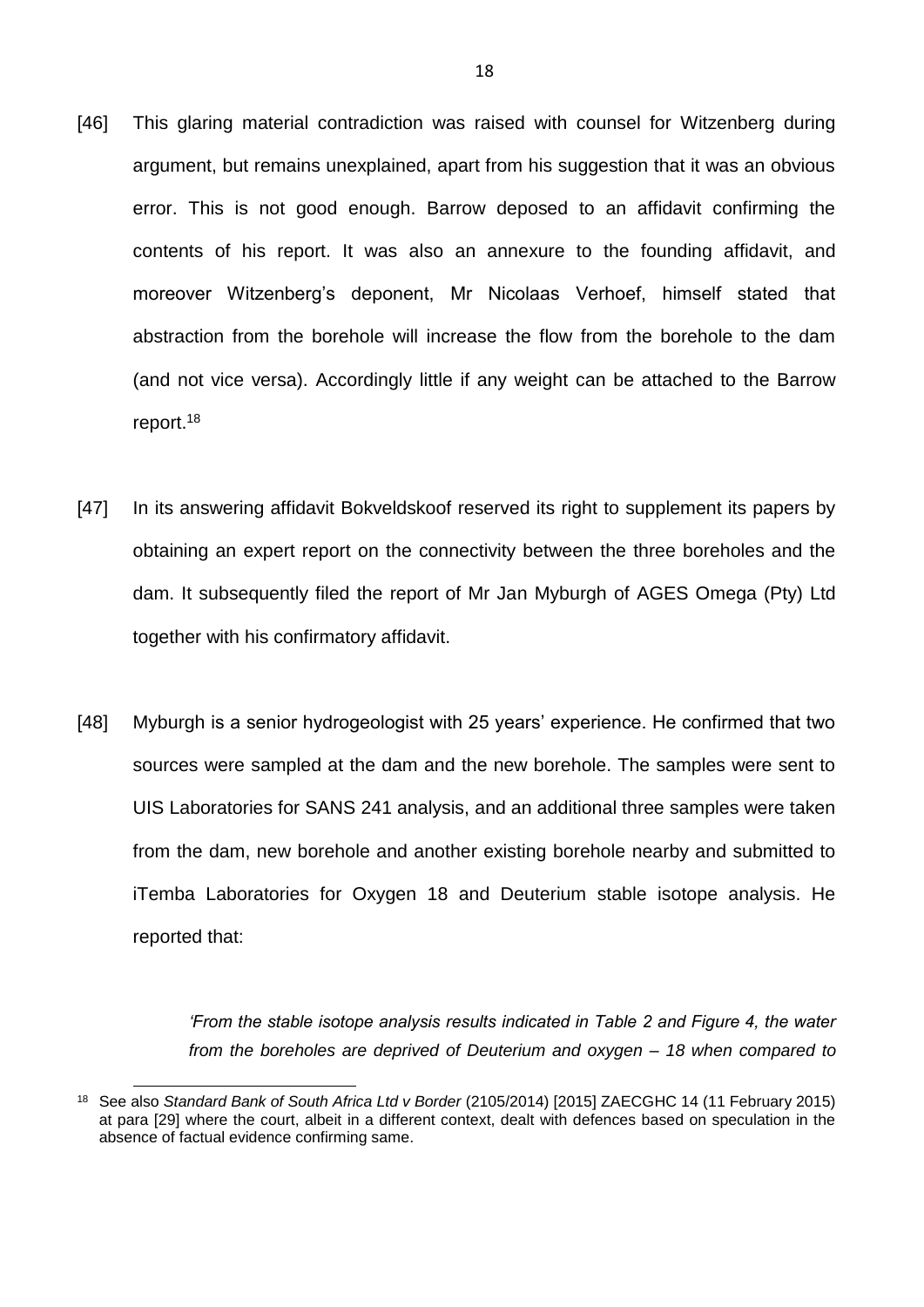[46] This glaring material contradiction was raised with counsel for Witzenberg during argument, but remains unexplained, apart from his suggestion that it was an obvious error. This is not good enough. Barrow deposed to an affidavit confirming the contents of his report. It was also an annexure to the founding affidavit, and moreover Witzenberg's deponent, Mr Nicolaas Verhoef, himself stated that abstraction from the borehole will increase the flow from the borehole to the dam (and not vice versa). Accordingly little if any weight can be attached to the Barrow report.[18]

[47] In its answering affidavit Bokveldskoof reserved its right to supplement its papers by obtaining an expert report on the connectivity between the three boreholes and the dam. It subsequently filed the report of Mr Jan Myburgh of AGES Omega (Pty) Ltd together with his confirmatory affidavit.

[48] Myburgh is a senior hydrogeologist with 25 years' experience. He confirmed that two sources were sampled at the dam and the new borehole. The samples were sent to UIS Laboratories for SANS 241 analysis, and an additional three samples were taken from the dam, new borehole and another existing borehole nearby and submitted to iTemba Laboratories for Oxygen 18 and Deuterium stable isotope analysis. He reported that:

> *'From the stable isotope analysis results indicated in Table 2 and Figure 4, the water from the boreholes are deprived of Deuterium and oxygen – 18 when compared to*

---

[18] See also *Standard Bank of South Africa Ltd v Border* (2105/2014) [2015] ZAECGHC 14 (11 February 2015) at para [29] where the court, albeit in a different context, dealt with defences based on speculation in the absence of factual evidence confirming same.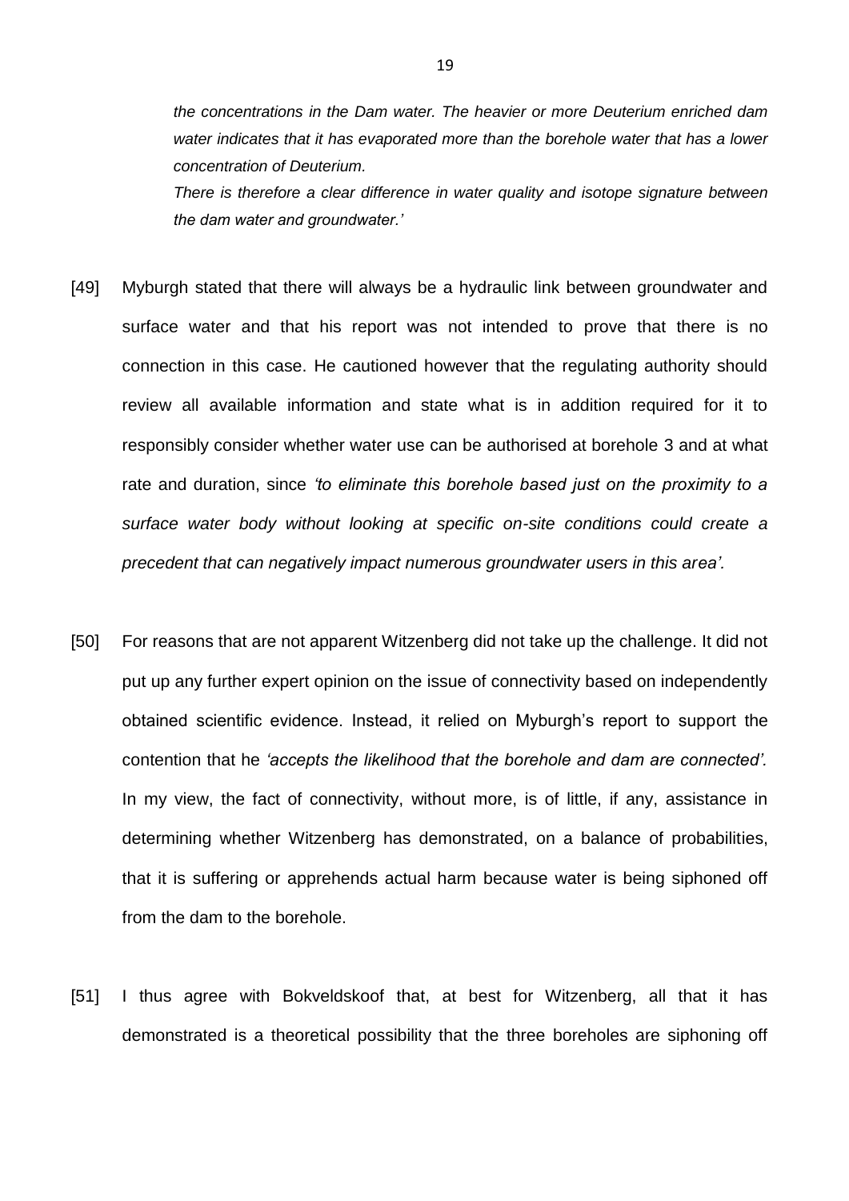*the concentrations in the Dam water. The heavier or more Deuterium enriched dam water indicates that it has evaporated more than the borehole water that has a lower concentration of Deuterium.*

*There is therefore a clear difference in water quality and isotope signature between the dam water and groundwater.'*

[49] Myburgh stated that there will always be a hydraulic link between groundwater and surface water and that his report was not intended to prove that there is no connection in this case. He cautioned however that the regulating authority should review all available information and state what is in addition required for it to responsibly consider whether water use can be authorised at borehole 3 and at what rate and duration, since *'to eliminate this borehole based just on the proximity to a surface water body without looking at specific on-site conditions could create a precedent that can negatively impact numerous groundwater users in this area'.*

[50] For reasons that are not apparent Witzenberg did not take up the challenge. It did not put up any further expert opinion on the issue of connectivity based on independently obtained scientific evidence. Instead, it relied on Myburgh's report to support the contention that he *'accepts the likelihood that the borehole and dam are connected'.* In my view, the fact of connectivity, without more, is of little, if any, assistance in determining whether Witzenberg has demonstrated, on a balance of probabilities, that it is suffering or apprehends actual harm because water is being siphoned off from the dam to the borehole.

[51] I thus agree with Bokveldskoof that, at best for Witzenberg, all that it has demonstrated is a theoretical possibility that the three boreholes are siphoning off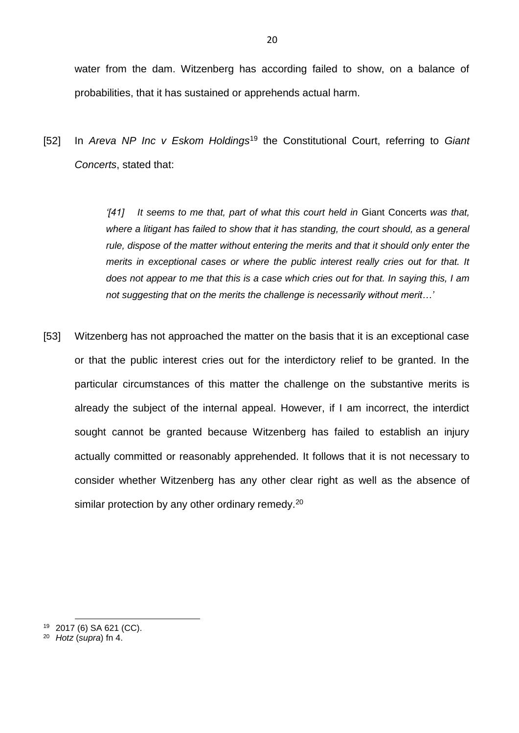water from the dam. Witzenberg has according failed to show, on a balance of probabilities, that it has sustained or apprehends actual harm.

[52] In *Areva NP Inc v Eskom Holdings*[19] the Constitutional Court, referring to *Giant Concerts*, stated that:

> *'[41] It seems to me that, part of what this court held in* Giant Concerts *was that, where a litigant has failed to show that it has standing, the court should, as a general rule, dispose of the matter without entering the merits and that it should only enter the merits in exceptional cases or where the public interest really cries out for that. It does not appear to me that this is a case which cries out for that. In saying this, I am not suggesting that on the merits the challenge is necessarily without merit…'*

[53] Witzenberg has not approached the matter on the basis that it is an exceptional case or that the public interest cries out for the interdictory relief to be granted. In the particular circumstances of this matter the challenge on the substantive merits is already the subject of the internal appeal. However, if I am incorrect, the interdict sought cannot be granted because Witzenberg has failed to establish an injury actually committed or reasonably apprehended. It follows that it is not necessary to consider whether Witzenberg has any other clear right as well as the absence of similar protection by any other ordinary remedy.[20]

---

[19] 2017 (6) SA 621 (CC).

[20] *Hotz* (*supra*) fn 4.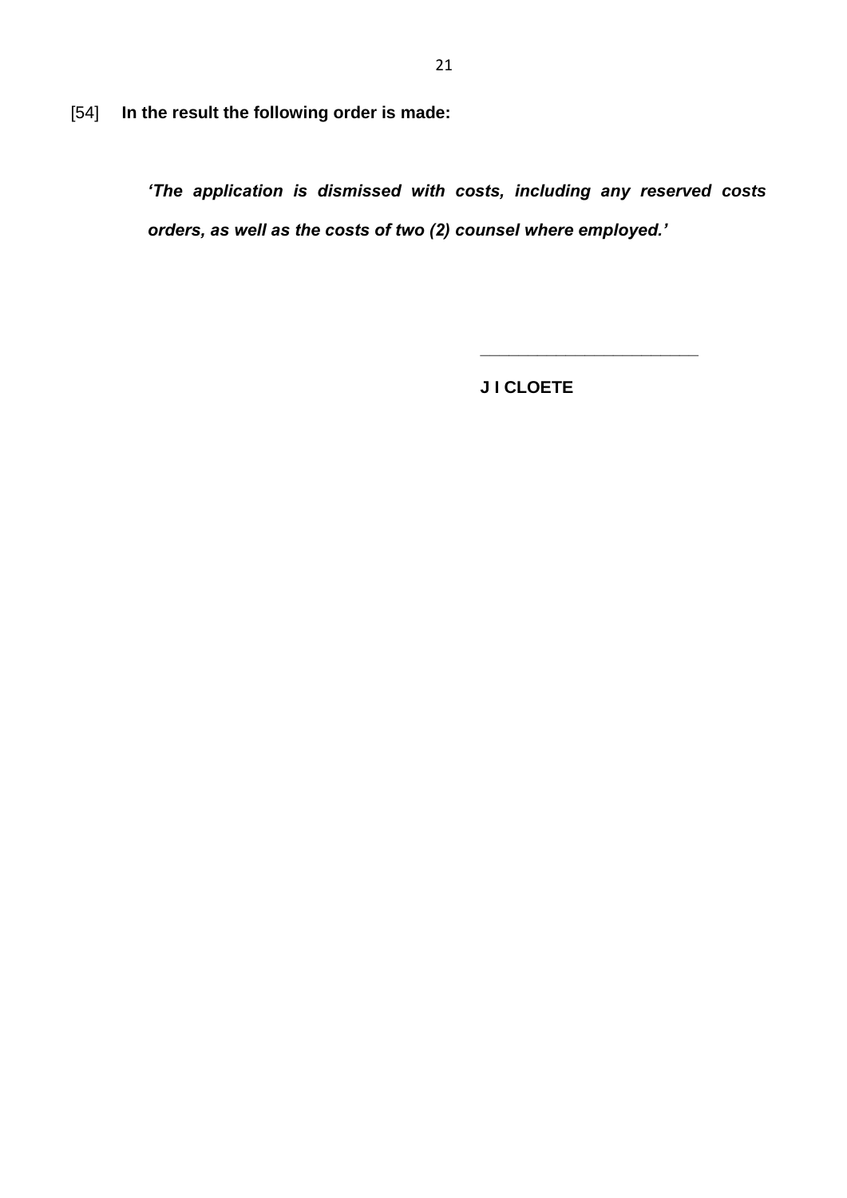[54] **In the result the following order is made:**

> ***'The application is dismissed with costs, including any reserved costs orders, as well as the costs of two (2) counsel where employed.'***

\_\_\_\_\_\_\_\_\_\_\_\_\_\_\_\_\_\_\_\_\_\_\_\_

**J I CLOETE**